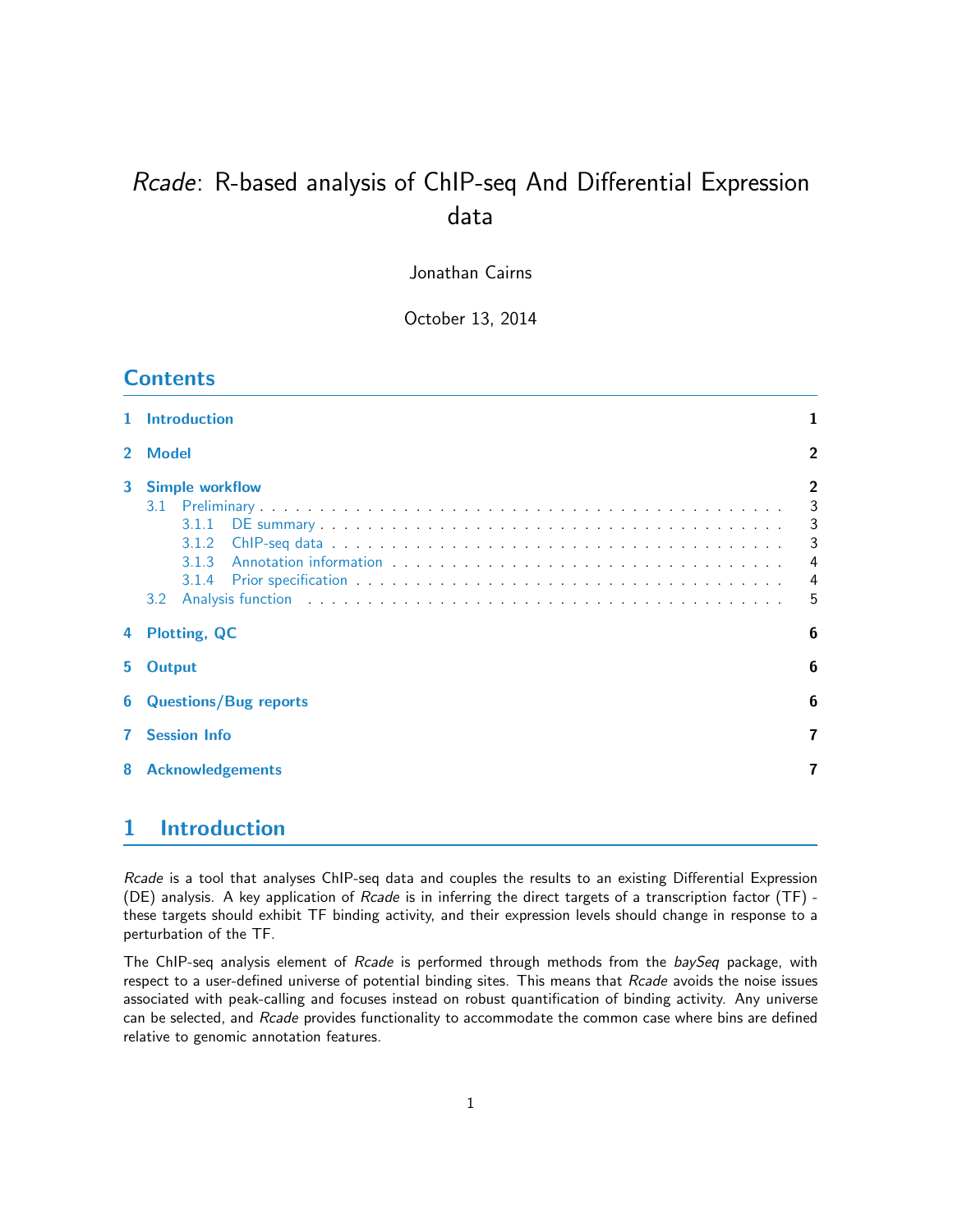# *Rcade*: R-based analysis of ChIP-seq And Differential Expression data

Jonathan Cairns

October 13, 2014

## Contents

1 Introduction 1

2 Model 2

3 Simple workflow 2
- 3.1 Preliminary 3
  - 3.1.1 DE summary 3
  - 3.1.2 ChIP-seq data 3
  - 3.1.3 Annotation information 4
  - 3.1.4 Prior specification 4
- 3.2 Analysis function 5

4 Plotting, QC 6

5 Output 6

6 Questions/Bug reports 6

7 Session Info 7

8 Acknowledgements 7

## 1 Introduction

*Rcade* is a tool that analyses ChIP-seq data and couples the results to an existing Differential Expression (DE) analysis. A key application of *Rcade* is in inferring the direct targets of a transcription factor (TF) - these targets should exhibit TF binding activity, and their expression levels should change in response to a perturbation of the TF.

The ChIP-seq analysis element of *Rcade* is performed through methods from the *baySeq* package, with respect to a user-defined universe of potential binding sites. This means that *Rcade* avoids the noise issues associated with peak-calling and focuses instead on robust quantification of binding activity. Any universe can be selected, and *Rcade* provides functionality to accommodate the common case where bins are defined relative to genomic annotation features.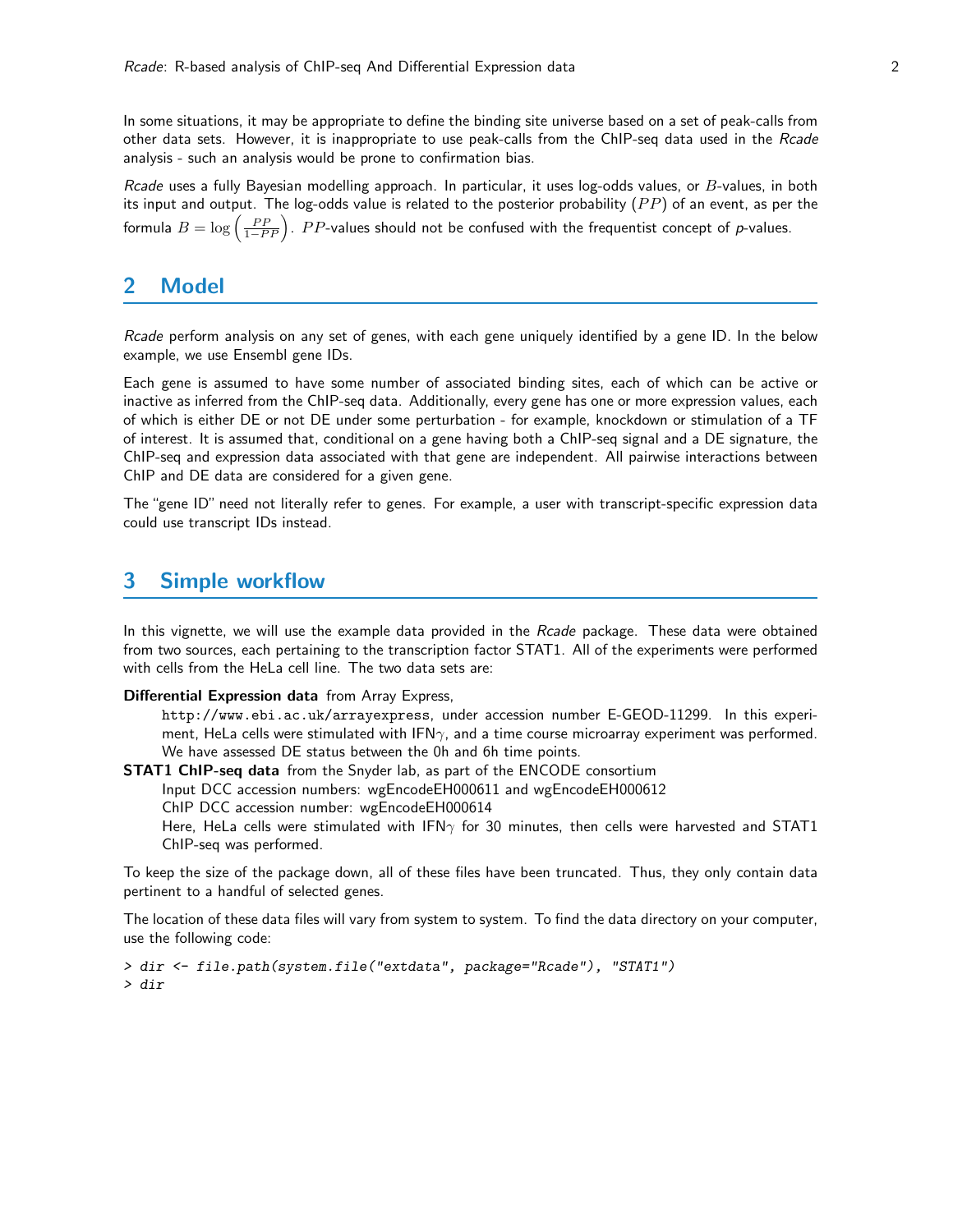In some situations, it may be appropriate to define the binding site universe based on a set of peak-calls from other data sets. However, it is inappropriate to use peak-calls from the ChIP-seq data used in the *Rcade* analysis - such an analysis would be prone to confirmation bias.

*Rcade* uses a fully Bayesian modelling approach. In particular, it uses log-odds values, or $B$-values, in both its input and output. The log-odds value is related to the posterior probability ($PP$) of an event, as per the formula $B = \log\left(\frac{PP}{1-PP}\right)$. $PP$-values should not be confused with the frequentist concept of *p*-values.

## 2 Model

*Rcade* perform analysis on any set of genes, with each gene uniquely identified by a gene ID. In the below example, we use Ensembl gene IDs.

Each gene is assumed to have some number of associated binding sites, each of which can be active or inactive as inferred from the ChIP-seq data. Additionally, every gene has one or more expression values, each of which is either DE or not DE under some perturbation - for example, knockdown or stimulation of a TF of interest. It is assumed that, conditional on a gene having both a ChIP-seq signal and a DE signature, the ChIP-seq and expression data associated with that gene are independent. All pairwise interactions between ChIP and DE data are considered for a given gene.

The "gene ID" need not literally refer to genes. For example, a user with transcript-specific expression data could use transcript IDs instead.

## 3 Simple workflow

In this vignette, we will use the example data provided in the *Rcade* package. These data were obtained from two sources, each pertaining to the transcription factor STAT1. All of the experiments were performed with cells from the HeLa cell line. The two data sets are:

**Differential Expression data** from Array Express,
: `http://www.ebi.ac.uk/arrayexpress`, under accession number E-GEOD-11299. In this experiment, HeLa cells were stimulated with IFN$\gamma$, and a time course microarray experiment was performed. We have assessed DE status between the 0h and 6h time points.

**STAT1 ChIP-seq data** from the Snyder lab, as part of the ENCODE consortium
: Input DCC accession numbers: wgEncodeEH000611 and wgEncodeEH000612
: ChIP DCC accession number: wgEncodeEH000614
: Here, HeLa cells were stimulated with IFN$\gamma$ for 30 minutes, then cells were harvested and STAT1 ChIP-seq was performed.

To keep the size of the package down, all of these files have been truncated. Thus, they only contain data pertinent to a handful of selected genes.

The location of these data files will vary from system to system. To find the data directory on your computer, use the following code:

```
> dir <- file.path(system.file("extdata", package="Rcade"), "STAT1")
> dir
```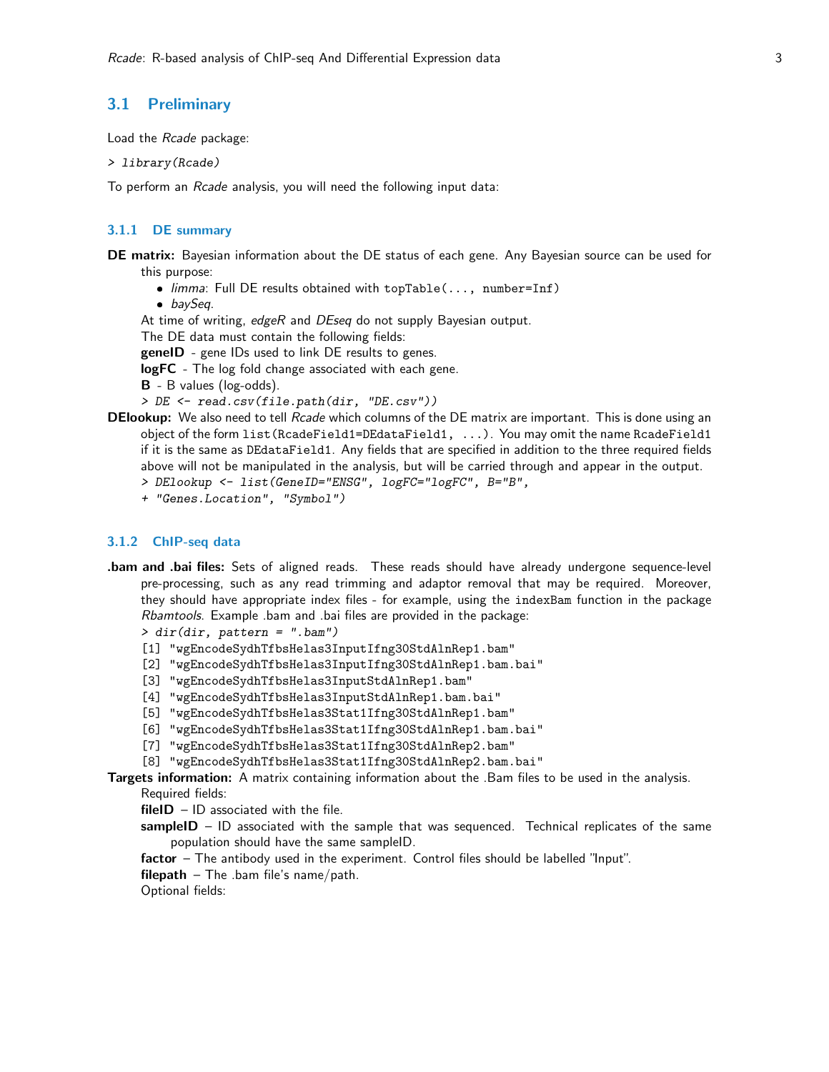## 3.1 Preliminary

Load the *Rcade* package:

```
> library(Rcade)
```

To perform an *Rcade* analysis, you will need the following input data:

### 3.1.1 DE summary

**DE matrix:** Bayesian information about the DE status of each gene. Any Bayesian source can be used for this purpose:

- *limma*: Full DE results obtained with `topTable(..., number=Inf)`
- *baySeq*.

At time of writing, *edgeR* and *DEseq* do not supply Bayesian output.

The DE data must contain the following fields:

**geneID** - gene IDs used to link DE results to genes.

**logFC** - The log fold change associated with each gene.

**B** - B values (log-odds).

```
> DE <- read.csv(file.path(dir, "DE.csv"))
```

**DElookup:** We also need to tell *Rcade* which columns of the DE matrix are important. This is done using an object of the form `list(RcadeField1=DEdataField1, ...)`. You may omit the name `RcadeField1` if it is the same as `DEdataField1`. Any fields that are specified in addition to the three required fields above will not be manipulated in the analysis, but will be carried through and appear in the output.

```
> DElookup <- list(GeneID="ENSG", logFC="logFC", B="B",
+ "Genes.Location", "Symbol")
```

### 3.1.2 ChIP-seq data

**.bam and .bai files:** Sets of aligned reads. These reads should have already undergone sequence-level pre-processing, such as any read trimming and adaptor removal that may be required. Moreover, they should have appropriate index files - for example, using the `indexBam` function in the package *Rbamtools*. Example .bam and .bai files are provided in the package:

```
> dir(dir, pattern = ".bam")
[1] "wgEncodeSydhTfbsHelas3InputIfng30StdAlnRep1.bam"
[2] "wgEncodeSydhTfbsHelas3InputIfng30StdAlnRep1.bam.bai"
[3] "wgEncodeSydhTfbsHelas3InputStdAlnRep1.bam"
[4] "wgEncodeSydhTfbsHelas3InputStdAlnRep1.bam.bai"
[5] "wgEncodeSydhTfbsHelas3Stat1Ifng30StdAlnRep1.bam"
[6] "wgEncodeSydhTfbsHelas3Stat1Ifng30StdAlnRep1.bam.bai"
[7] "wgEncodeSydhTfbsHelas3Stat1Ifng30StdAlnRep2.bam"
[8] "wgEncodeSydhTfbsHelas3Stat1Ifng30StdAlnRep2.bam.bai"
```

**Targets information:** A matrix containing information about the .Bam files to be used in the analysis.

Required fields:

**fileID** – ID associated with the file.

**sampleID** – ID associated with the sample that was sequenced. Technical replicates of the same population should have the same sampleID.

**factor** – The antibody used in the experiment. Control files should be labelled "Input".

**filepath** – The .bam file's name/path.

Optional fields: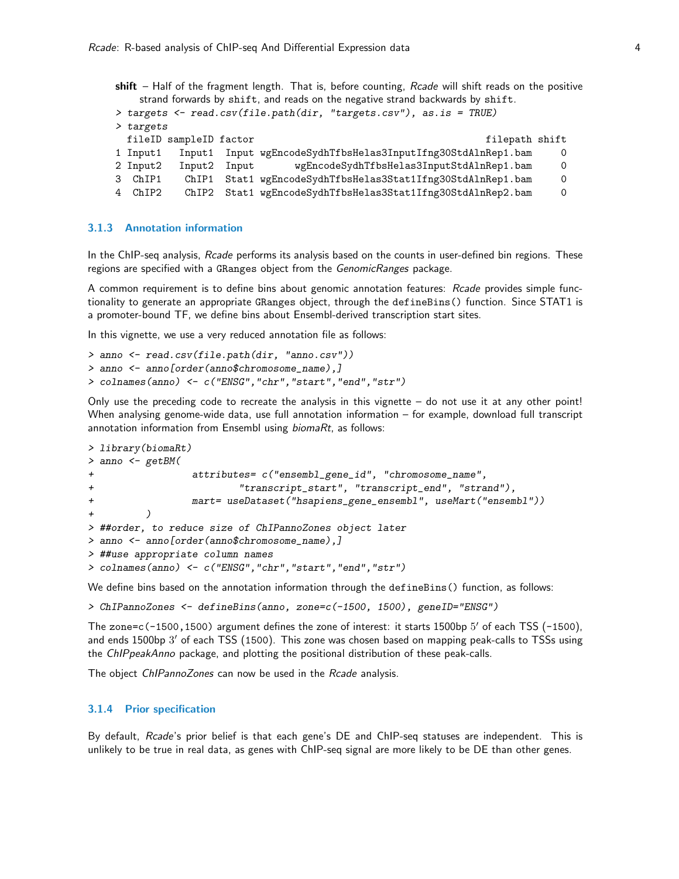**shift** – Half of the fragment length. That is, before counting, *Rcade* will shift reads on the positive strand forwards by shift, and reads on the negative strand backwards by shift.

```
> targets <- read.csv(file.path(dir, "targets.csv"), as.is = TRUE)
> targets
  fileID sampleID factor                                          filepath shift
1 Input1   Input1  Input wgEncodeSydhTfbsHelas3InputIfng30StdAlnRep1.bam     0
2 Input2   Input2  Input       wgEncodeSydhTfbsHelas3InputStdAlnRep1.bam     0
3  ChIP1    ChIP1  Stat1 wgEncodeSydhTfbsHelas3Stat1Ifng30StdAlnRep1.bam     0
4  ChIP2    ChIP2  Stat1 wgEncodeSydhTfbsHelas3Stat1Ifng30StdAlnRep2.bam     0
```

### 3.1.3 Annotation information

In the ChIP-seq analysis, *Rcade* performs its analysis based on the counts in user-defined bin regions. These regions are specified with a GRanges object from the *GenomicRanges* package.

A common requirement is to define bins about genomic annotation features: *Rcade* provides simple functionality to generate an appropriate GRanges object, through the defineBins() function. Since STAT1 is a promoter-bound TF, we define bins about Ensembl-derived transcription start sites.

In this vignette, we use a very reduced annotation file as follows:

```
> anno <- read.csv(file.path(dir, "anno.csv"))
> anno <- anno[order(anno$chromosome_name),]
> colnames(anno) <- c("ENSG","chr","start","end","str")
```

Only use the preceding code to recreate the analysis in this vignette – do not use it at any other point! When analysing genome-wide data, use full annotation information – for example, download full transcript annotation information from Ensembl using *biomaRt*, as follows:

```
> library(biomaRt)
> anno <- getBM(
+                 attributes= c("ensembl_gene_id", "chromosome_name",
+                         "transcript_start", "transcript_end", "strand"),
+                 mart= useDataset("hsapiens_gene_ensembl", useMart("ensembl"))
+         )
> ##order, to reduce size of ChIPannoZones object later
> anno <- anno[order(anno$chromosome_name),]
> ##use appropriate column names
> colnames(anno) <- c("ENSG","chr","start","end","str")
```

We define bins based on the annotation information through the defineBins() function, as follows:

```
> ChIPannoZones <- defineBins(anno, zone=c(-1500, 1500), geneID="ENSG")
```

The zone=c(-1500,1500) argument defines the zone of interest: it starts 1500bp $5'$ of each TSS (-1500), and ends 1500bp $3'$ of each TSS (1500). This zone was chosen based on mapping peak-calls to TSSs using the *ChIPpeakAnno* package, and plotting the positional distribution of these peak-calls.

The object *ChIPannoZones* can now be used in the *Rcade* analysis.

### 3.1.4 Prior specification

By default, *Rcade*'s prior belief is that each gene's DE and ChIP-seq statuses are independent. This is unlikely to be true in real data, as genes with ChIP-seq signal are more likely to be DE than other genes.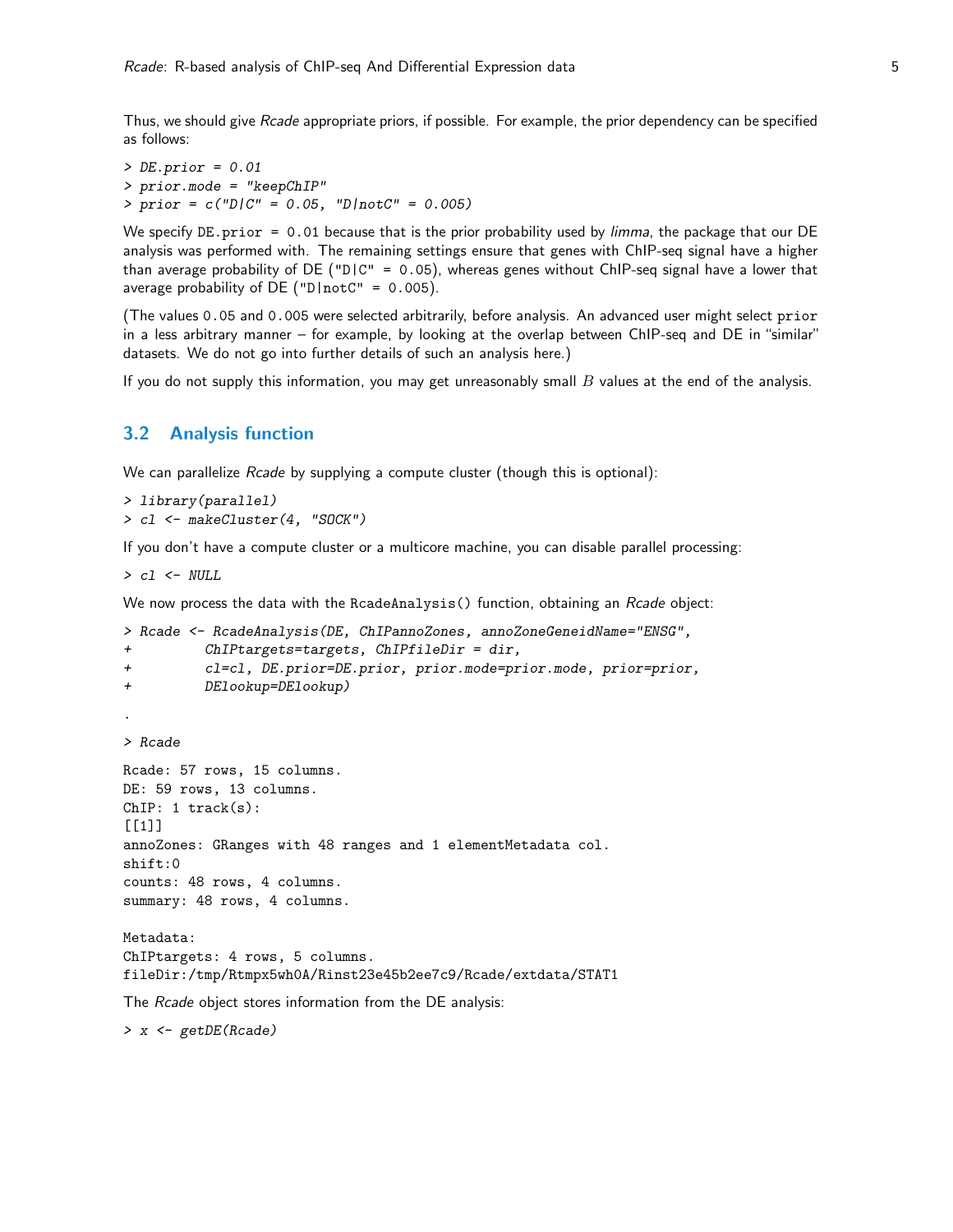Thus, we should give *Rcade* appropriate priors, if possible. For example, the prior dependency can be specified as follows:

```
> DE.prior = 0.01
> prior.mode = "keepChIP"
> prior = c("D|C" = 0.05, "D|notC" = 0.005)
```

We specify `DE.prior = 0.01` because that is the prior probability used by *limma*, the package that our DE analysis was performed with. The remaining settings ensure that genes with ChIP-seq signal have a higher than average probability of DE (`"D|C" = 0.05`), whereas genes without ChIP-seq signal have a lower that average probability of DE (`"D|notC" = 0.005`).

(The values `0.05` and `0.005` were selected arbitrarily, before analysis. An advanced user might select `prior` in a less arbitrary manner – for example, by looking at the overlap between ChIP-seq and DE in "similar" datasets. We do not go into further details of such an analysis here.)

If you do not supply this information, you may get unreasonably small $B$ values at the end of the analysis.

## 3.2 Analysis function

We can parallelize *Rcade* by supplying a compute cluster (though this is optional):

```
> library(parallel)
> cl <- makeCluster(4, "SOCK")
```

If you don't have a compute cluster or a multicore machine, you can disable parallel processing:

```
> cl <- NULL
```

We now process the data with the `RcadeAnalysis()` function, obtaining an *Rcade* object:

```
> Rcade <- RcadeAnalysis(DE, ChIPannoZones, annoZoneGeneidName="ENSG",
+         ChIPtargets=targets, ChIPfileDir = dir,
+         cl=cl, DE.prior=DE.prior, prior.mode=prior.mode, prior=prior,
+         DElookup=DElookup)

.

> Rcade

Rcade: 57 rows, 15 columns.
DE: 59 rows, 13 columns.
ChIP: 1 track(s):
[[1]]
annoZones: GRanges with 48 ranges and 1 elementMetadata col.
shift:0
counts: 48 rows, 4 columns.
summary: 48 rows, 4 columns.

Metadata:
ChIPtargets: 4 rows, 5 columns.
fileDir:/tmp/Rtmpx5wh0A/Rinst23e45b2ee7c9/Rcade/extdata/STAT1
```

The *Rcade* object stores information from the DE analysis:

```
> x <- getDE(Rcade)
```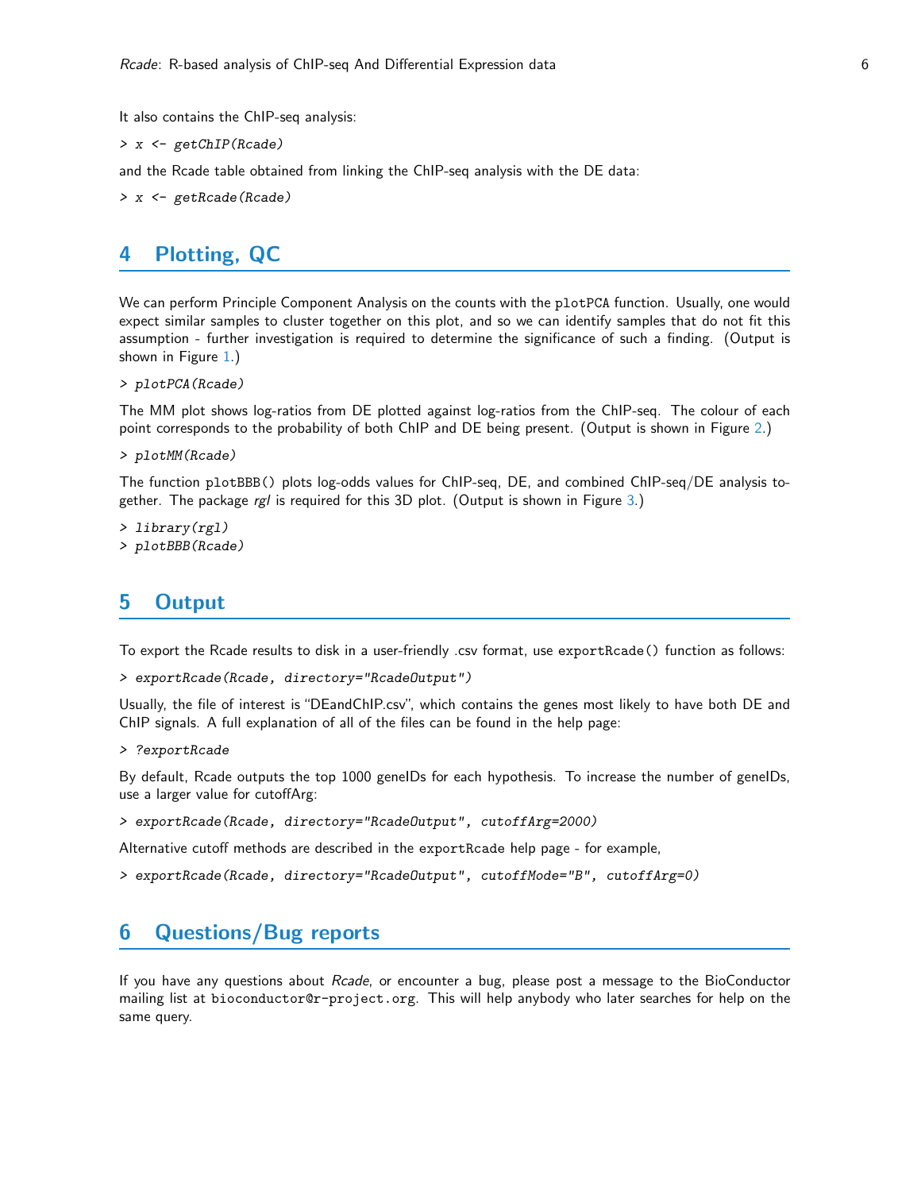It also contains the ChIP-seq analysis:

```
> x <- getChIP(Rcade)
```

and the Rcade table obtained from linking the ChIP-seq analysis with the DE data:

```
> x <- getRcade(Rcade)
```

## 4 Plotting, QC

We can perform Principle Component Analysis on the counts with the plotPCA function. Usually, one would expect similar samples to cluster together on this plot, and so we can identify samples that do not fit this assumption - further investigation is required to determine the significance of such a finding. (Output is shown in Figure 1.)

```
> plotPCA(Rcade)
```

The MM plot shows log-ratios from DE plotted against log-ratios from the ChIP-seq. The colour of each point corresponds to the probability of both ChIP and DE being present. (Output is shown in Figure 2.)

```
> plotMM(Rcade)
```

The function plotBBB() plots log-odds values for ChIP-seq, DE, and combined ChIP-seq/DE analysis together. The package *rgl* is required for this 3D plot. (Output is shown in Figure 3.)

```
> library(rgl)
> plotBBB(Rcade)
```

## 5 Output

To export the Rcade results to disk in a user-friendly .csv format, use exportRcade() function as follows:

```
> exportRcade(Rcade, directory="RcadeOutput")
```

Usually, the file of interest is "DEandChIP.csv", which contains the genes most likely to have both DE and ChIP signals. A full explanation of all of the files can be found in the help page:

```
> ?exportRcade
```

By default, Rcade outputs the top 1000 geneIDs for each hypothesis. To increase the number of geneIDs, use a larger value for cutoffArg:

```
> exportRcade(Rcade, directory="RcadeOutput", cutoffArg=2000)
```

Alternative cutoff methods are described in the exportRcade help page - for example,

```
> exportRcade(Rcade, directory="RcadeOutput", cutoffMode="B", cutoffArg=0)
```

## 6 Questions/Bug reports

If you have any questions about *Rcade*, or encounter a bug, please post a message to the BioConductor mailing list at bioconductor@r-project.org. This will help anybody who later searches for help on the same query.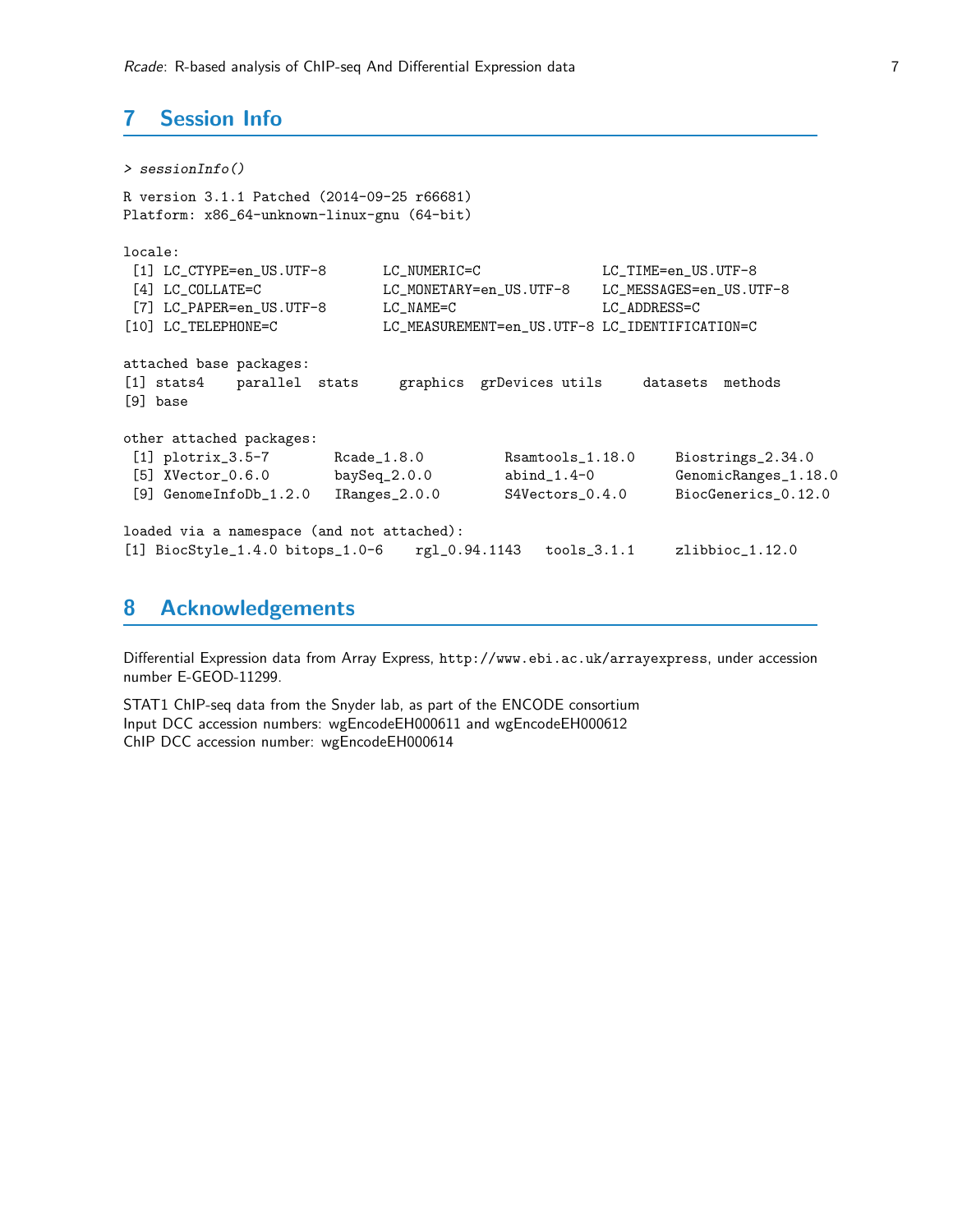## 7 Session Info

```
> sessionInfo()

R version 3.1.1 Patched (2014-09-25 r66681)
Platform: x86_64-unknown-linux-gnu (64-bit)

locale:
 [1] LC_CTYPE=en_US.UTF-8       LC_NUMERIC=C               LC_TIME=en_US.UTF-8
 [4] LC_COLLATE=C               LC_MONETARY=en_US.UTF-8    LC_MESSAGES=en_US.UTF-8
 [7] LC_PAPER=en_US.UTF-8       LC_NAME=C                  LC_ADDRESS=C
[10] LC_TELEPHONE=C             LC_MEASUREMENT=en_US.UTF-8 LC_IDENTIFICATION=C

attached base packages:
[1] stats4    parallel  stats     graphics  grDevices utils     datasets  methods
[9] base

other attached packages:
 [1] plotrix_3.5-7       Rcade_1.8.0         Rsamtools_1.18.0     Biostrings_2.34.0
 [5] XVector_0.6.0       baySeq_2.0.0        abind_1.4-0          GenomicRanges_1.18.0
 [9] GenomeInfoDb_1.2.0  IRanges_2.0.0       S4Vectors_0.4.0      BiocGenerics_0.12.0

loaded via a namespace (and not attached):
[1] BiocStyle_1.4.0 bitops_1.0-6    rgl_0.94.1143   tools_3.1.1     zlibbioc_1.12.0
```

## 8 Acknowledgements

Differential Expression data from Array Express, http://www.ebi.ac.uk/arrayexpress, under accession number E-GEOD-11299.

STAT1 ChIP-seq data from the Snyder lab, as part of the ENCODE consortium
Input DCC accession numbers: wgEncodeEH000611 and wgEncodeEH000612
ChIP DCC accession number: wgEncodeEH000614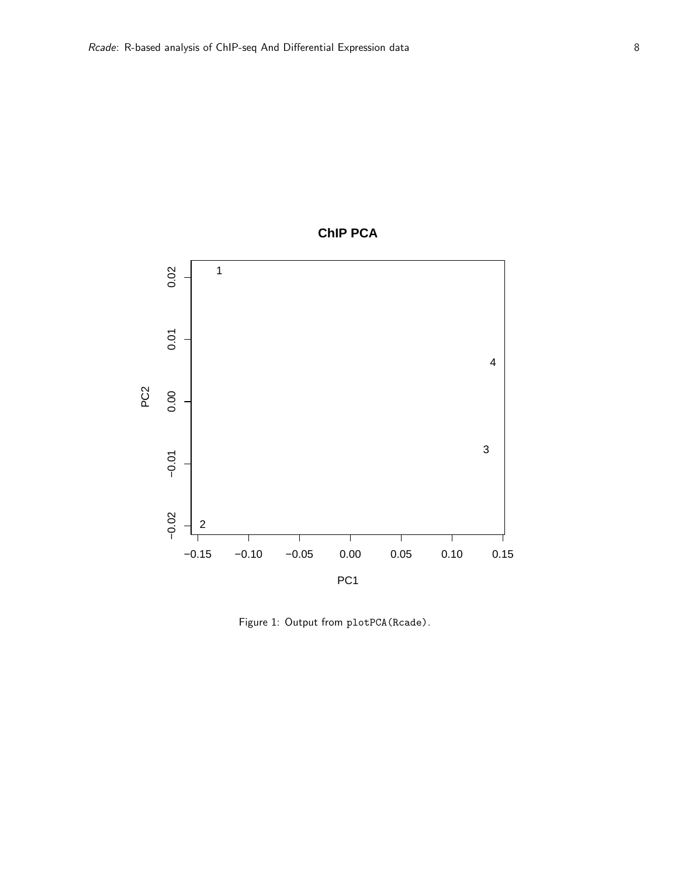Figure 1: Output from plotPCA(Rcade).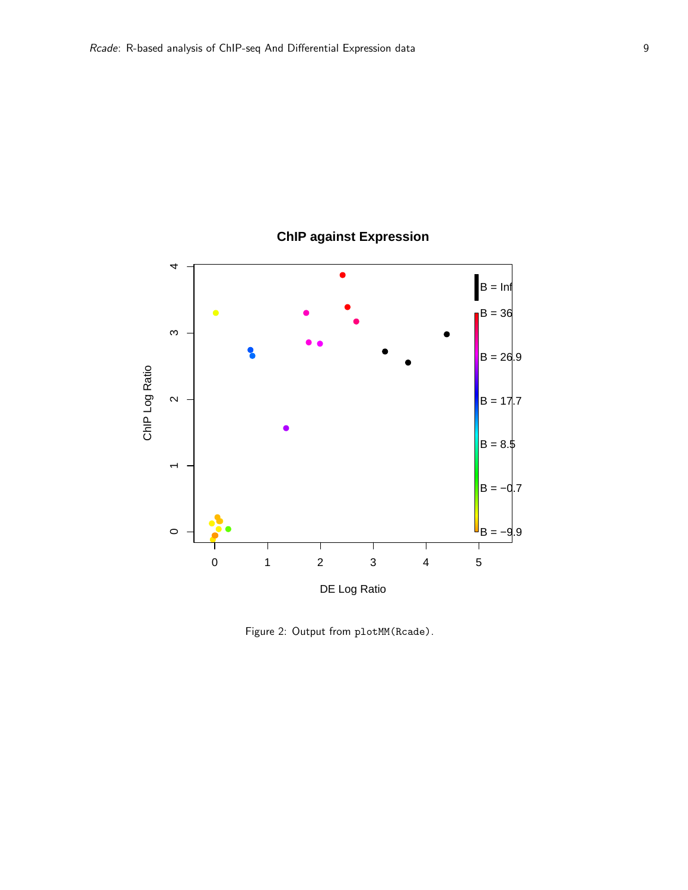Figure 2: Output from `plotMM(Rcade)`.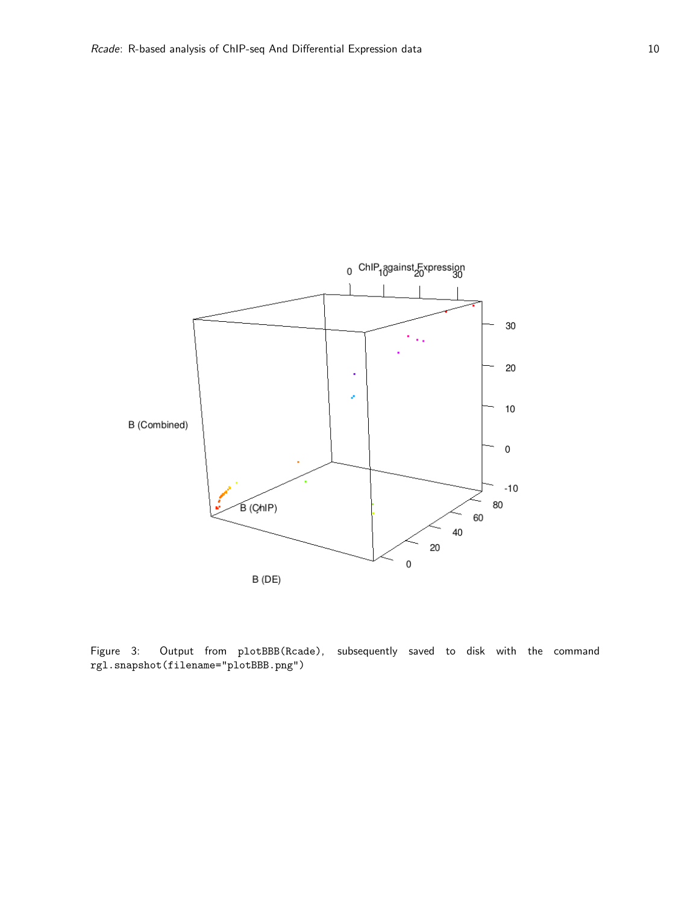ChIP against Expression

0
10
20
30

30
20
10
0
-10

B (Combined)

B (ChIP)

80
60
40
20
0

B (DE)

Figure 3: Output from `plotBBB(Rcade)`, subsequently saved to disk with the command `rgl.snapshot(filename="plotBBB.png")`